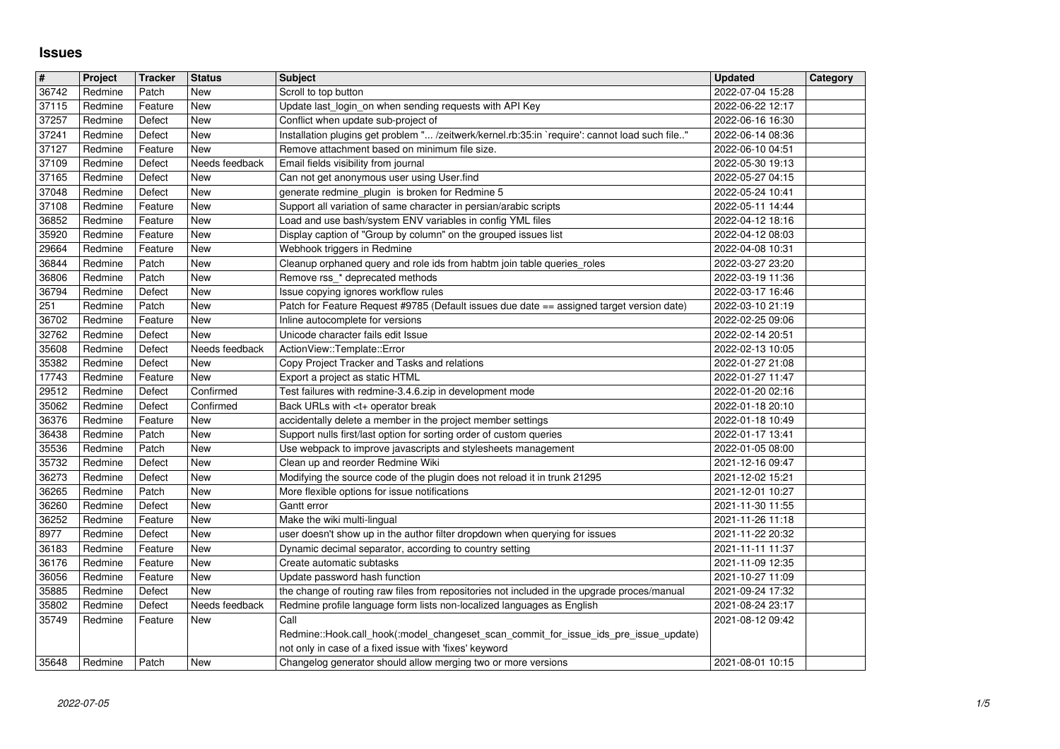# Issues

| # | Project | Tracker | Status | Subject | Updated | Category |
|---|---|---|---|---|---|---|
| 36742 | Redmine | Patch | New | Scroll to top button | 2022-07-04 15:28 | |
| 37115 | Redmine | Feature | New | Update last_login_on when sending requests with API Key | 2022-06-22 12:17 | |
| 37257 | Redmine | Defect | New | Conflict when update sub-project of | 2022-06-16 16:30 | |
| 37241 | Redmine | Defect | New | Installation plugins get problem "... /zeitwerk/kernel.rb:35:in `require': cannot load such file.." | 2022-06-14 08:36 | |
| 37127 | Redmine | Feature | New | Remove attachment based on minimum file size. | 2022-06-10 04:51 | |
| 37109 | Redmine | Defect | Needs feedback | Email fields visibility from journal | 2022-05-30 19:13 | |
| 37165 | Redmine | Defect | New | Can not get anonymous user using User.find | 2022-05-27 04:15 | |
| 37048 | Redmine | Defect | New | generate redmine_plugin is broken for Redmine 5 | 2022-05-24 10:41 | |
| 37108 | Redmine | Feature | New | Support all variation of same character in persian/arabic scripts | 2022-05-11 14:44 | |
| 36852 | Redmine | Feature | New | Load and use bash/system ENV variables in config YML files | 2022-04-12 18:16 | |
| 35920 | Redmine | Feature | New | Display caption of "Group by column" on the grouped issues list | 2022-04-12 08:03 | |
| 29664 | Redmine | Feature | New | Webhook triggers in Redmine | 2022-04-08 10:31 | |
| 36844 | Redmine | Patch | New | Cleanup orphaned query and role ids from habtm join table queries_roles | 2022-03-27 23:20 | |
| 36806 | Redmine | Patch | New | Remove rss_* deprecated methods | 2022-03-19 11:36 | |
| 36794 | Redmine | Defect | New | Issue copying ignores workflow rules | 2022-03-17 16:46 | |
| 251 | Redmine | Patch | New | Patch for Feature Request #9785 (Default issues due date == assigned target version date) | 2022-03-10 21:19 | |
| 36702 | Redmine | Feature | New | Inline autocomplete for versions | 2022-02-25 09:06 | |
| 32762 | Redmine | Defect | New | Unicode character fails edit Issue | 2022-02-14 20:51 | |
| 35608 | Redmine | Defect | Needs feedback | ActionView::Template::Error | 2022-02-13 10:05 | |
| 35382 | Redmine | Defect | New | Copy Project Tracker and Tasks and relations | 2022-01-27 21:08 | |
| 17743 | Redmine | Feature | New | Export a project as static HTML | 2022-01-27 11:47 | |
| 29512 | Redmine | Defect | Confirmed | Test failures with redmine-3.4.6.zip in development mode | 2022-01-20 02:16 | |
| 35062 | Redmine | Defect | Confirmed | Back URLs with <t+ operator break | 2022-01-18 20:10 | |
| 36376 | Redmine | Feature | New | accidentally delete a member in the project member settings | 2022-01-18 10:49 | |
| 36438 | Redmine | Patch | New | Support nulls first/last option for sorting order of custom queries | 2022-01-17 13:41 | |
| 35536 | Redmine | Patch | New | Use webpack to improve javascripts and stylesheets management | 2022-01-05 08:00 | |
| 35732 | Redmine | Defect | New | Clean up and reorder Redmine Wiki | 2021-12-16 09:47 | |
| 36273 | Redmine | Defect | New | Modifying the source code of the plugin does not reload it in trunk 21295 | 2021-12-02 15:21 | |
| 36265 | Redmine | Patch | New | More flexible options for issue notifications | 2021-12-01 10:27 | |
| 36260 | Redmine | Defect | New | Gantt error | 2021-11-30 11:55 | |
| 36252 | Redmine | Feature | New | Make the wiki multi-lingual | 2021-11-26 11:18 | |
| 8977 | Redmine | Defect | New | user doesn't show up in the author filter dropdown when querying for issues | 2021-11-22 20:32 | |
| 36183 | Redmine | Feature | New | Dynamic decimal separator, according to country setting | 2021-11-11 11:37 | |
| 36176 | Redmine | Feature | New | Create automatic subtasks | 2021-11-09 12:35 | |
| 36056 | Redmine | Feature | New | Update password hash function | 2021-10-27 11:09 | |
| 35885 | Redmine | Defect | New | the change of routing raw files from repositories not included in the upgrade proces/manual | 2021-09-24 17:32 | |
| 35802 | Redmine | Defect | Needs feedback | Redmine profile language form lists non-localized languages as English | 2021-08-24 23:17 | |
| 35749 | Redmine | Feature | New | Call Redmine::Hook.call_hook(:model_changeset_scan_commit_for_issue_ids_pre_issue_update) not only in case of a fixed issue with 'fixes' keyword | 2021-08-12 09:42 | |
| 35648 | Redmine | Patch | New | Changelog generator should allow merging two or more versions | 2021-08-01 10:15 | |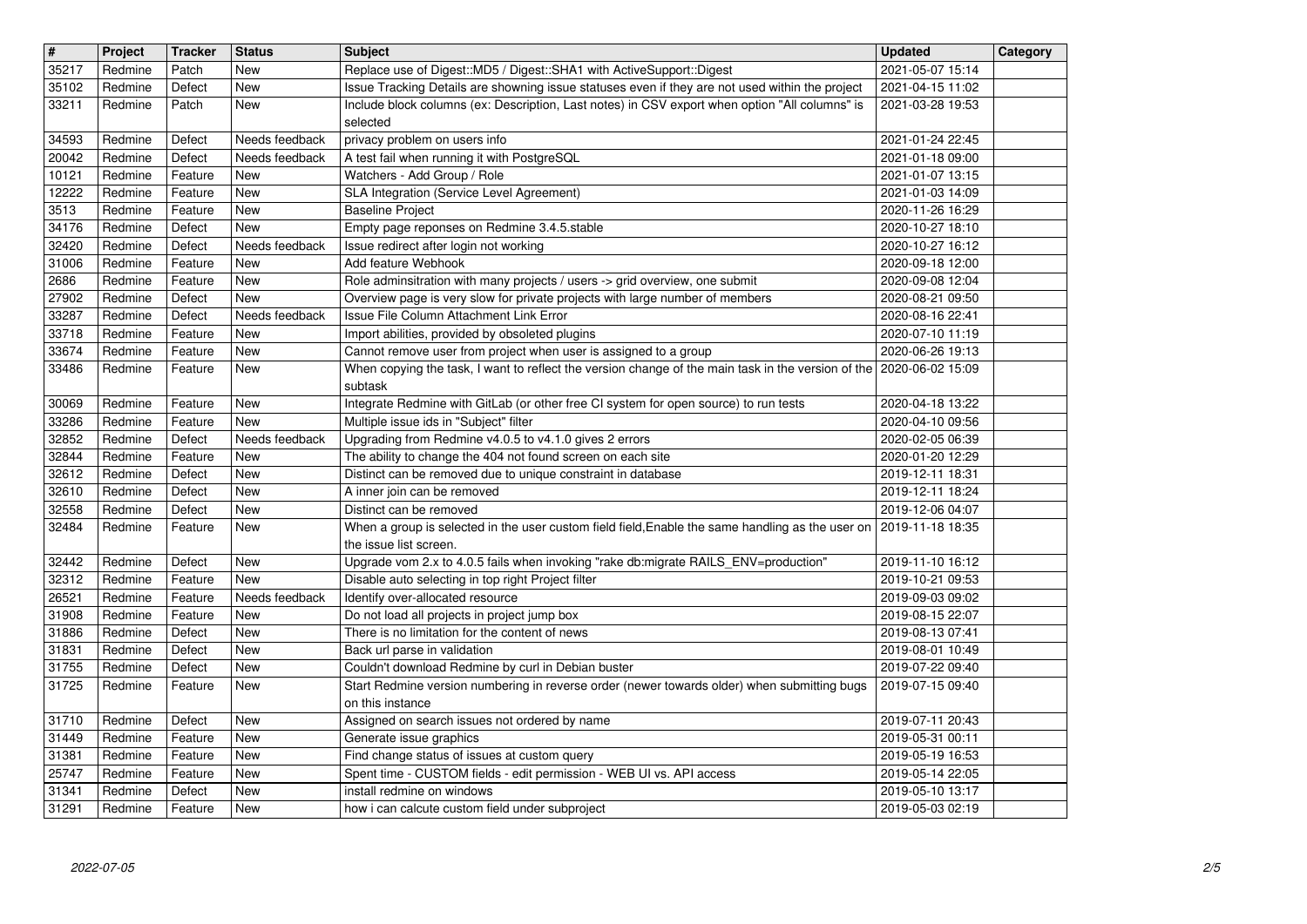| # | Project | Tracker | Status | Subject | Updated | Category |
|---|---|---|---|---|---|---|
| 35217 | Redmine | Patch | New | Replace use of Digest::MD5 / Digest::SHA1 with ActiveSupport::Digest | 2021-05-07 15:14 | |
| 35102 | Redmine | Defect | New | Issue Tracking Details are showning issue statuses even if they are not used within the project | 2021-04-15 11:02 | |
| 33211 | Redmine | Patch | New | Include block columns (ex: Description, Last notes) in CSV export when option "All columns" is selected | 2021-03-28 19:53 | |
| 34593 | Redmine | Defect | Needs feedback | privacy problem on users info | 2021-01-24 22:45 | |
| 20042 | Redmine | Defect | Needs feedback | A test fail when running it with PostgreSQL | 2021-01-18 09:00 | |
| 10121 | Redmine | Feature | New | Watchers - Add Group / Role | 2021-01-07 13:15 | |
| 12222 | Redmine | Feature | New | SLA Integration (Service Level Agreement) | 2021-01-03 14:09 | |
| 3513 | Redmine | Feature | New | Baseline Project | 2020-11-26 16:29 | |
| 34176 | Redmine | Defect | New | Empty page reponses on Redmine 3.4.5.stable | 2020-10-27 18:10 | |
| 32420 | Redmine | Defect | Needs feedback | Issue redirect after login not working | 2020-10-27 16:12 | |
| 31006 | Redmine | Feature | New | Add feature Webhook | 2020-09-18 12:00 | |
| 2686 | Redmine | Feature | New | Role adminsitration with many projects / users -> grid overview, one submit | 2020-09-08 12:04 | |
| 27902 | Redmine | Defect | New | Overview page is very slow for private projects with large number of members | 2020-08-21 09:50 | |
| 33287 | Redmine | Defect | Needs feedback | Issue File Column Attachment Link Error | 2020-08-16 22:41 | |
| 33718 | Redmine | Feature | New | Import abilities, provided by obsoleted plugins | 2020-07-10 11:19 | |
| 33674 | Redmine | Feature | New | Cannot remove user from project when user is assigned to a group | 2020-06-26 19:13 | |
| 33486 | Redmine | Feature | New | When copying the task, I want to reflect the version change of the main task in the version of the subtask | 2020-06-02 15:09 | |
| 30069 | Redmine | Feature | New | Integrate Redmine with GitLab (or other free CI system for open source) to run tests | 2020-04-18 13:22 | |
| 33286 | Redmine | Feature | New | Multiple issue ids in "Subject" filter | 2020-04-10 09:56 | |
| 32852 | Redmine | Defect | Needs feedback | Upgrading from Redmine v4.0.5 to v4.1.0 gives 2 errors | 2020-02-05 06:39 | |
| 32844 | Redmine | Feature | New | The ability to change the 404 not found screen on each site | 2020-01-20 12:29 | |
| 32612 | Redmine | Defect | New | Distinct can be removed due to unique constraint in database | 2019-12-11 18:31 | |
| 32610 | Redmine | Defect | New | A inner join can be removed | 2019-12-11 18:24 | |
| 32558 | Redmine | Defect | New | Distinct can be removed | 2019-12-06 04:07 | |
| 32484 | Redmine | Feature | New | When a group is selected in the user custom field field,Enable the same handling as the user on the issue list screen. | 2019-11-18 18:35 | |
| 32442 | Redmine | Defect | New | Upgrade vom 2.x to 4.0.5 fails when invoking "rake db:migrate RAILS_ENV=production" | 2019-11-10 16:12 | |
| 32312 | Redmine | Feature | New | Disable auto selecting in top right Project filter | 2019-10-21 09:53 | |
| 26521 | Redmine | Feature | Needs feedback | Identify over-allocated resource | 2019-09-03 09:02 | |
| 31908 | Redmine | Feature | New | Do not load all projects in project jump box | 2019-08-15 22:07 | |
| 31886 | Redmine | Defect | New | There is no limitation for the content of news | 2019-08-13 07:41 | |
| 31831 | Redmine | Defect | New | Back url parse in validation | 2019-08-01 10:49 | |
| 31755 | Redmine | Defect | New | Couldn't download Redmine by curl in Debian buster | 2019-07-22 09:40 | |
| 31725 | Redmine | Feature | New | Start Redmine version numbering in reverse order (newer towards older) when submitting bugs on this instance | 2019-07-15 09:40 | |
| 31710 | Redmine | Defect | New | Assigned on search issues not ordered by name | 2019-07-11 20:43 | |
| 31449 | Redmine | Feature | New | Generate issue graphics | 2019-05-31 00:11 | |
| 31381 | Redmine | Feature | New | Find change status of issues at custom query | 2019-05-19 16:53 | |
| 25747 | Redmine | Feature | New | Spent time - CUSTOM fields - edit permission - WEB UI vs. API access | 2019-05-14 22:05 | |
| 31341 | Redmine | Defect | New | install redmine on windows | 2019-05-10 13:17 | |
| 31291 | Redmine | Feature | New | how i can calcute custom field under subproject | 2019-05-03 02:19 | |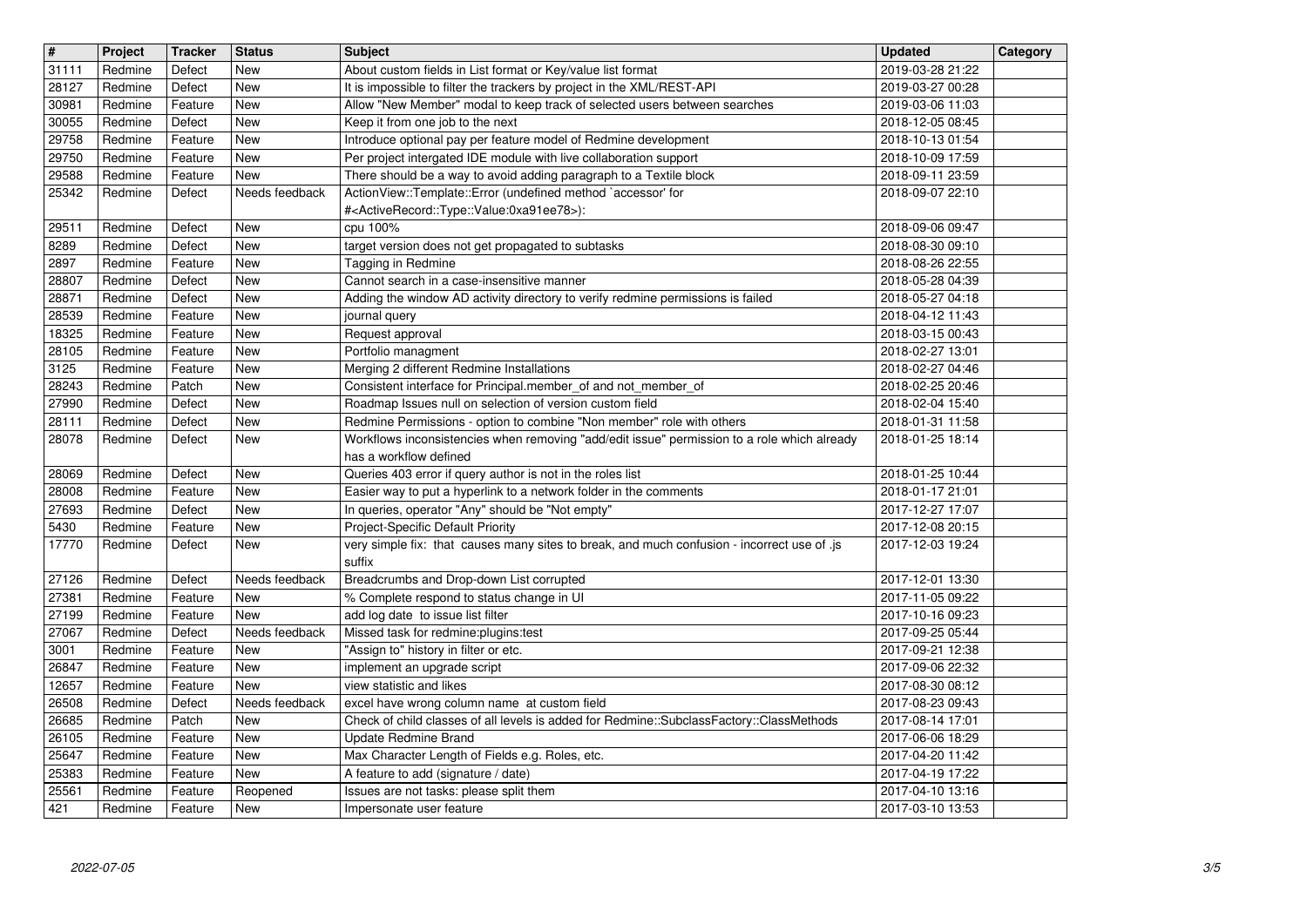| # | Project | Tracker | Status | Subject | Updated | Category |
| --- | --- | --- | --- | --- | --- | --- |
| 31111 | Redmine | Defect | New | About custom fields in List format or Key/value list format | 2019-03-28 21:22 | |
| 28127 | Redmine | Defect | New | It is impossible to filter the trackers by project in the XML/REST-API | 2019-03-27 00:28 | |
| 30981 | Redmine | Feature | New | Allow "New Member" modal to keep track of selected users between searches | 2019-03-06 11:03 | |
| 30055 | Redmine | Defect | New | Keep it from one job to the next | 2018-12-05 08:45 | |
| 29758 | Redmine | Feature | New | Introduce optional pay per feature model of Redmine development | 2018-10-13 01:54 | |
| 29750 | Redmine | Feature | New | Per project intergated IDE module with live collaboration support | 2018-10-09 17:59 | |
| 29588 | Redmine | Feature | New | There should be a way to avoid adding paragraph to a Textile block | 2018-09-11 23:59 | |
| 25342 | Redmine | Defect | Needs feedback | ActionView::Template::Error (undefined method `accessor' for #<ActiveRecord::Type::Value:0xa91ee78>): | 2018-09-07 22:10 | |
| 29511 | Redmine | Defect | New | cpu 100% | 2018-09-06 09:47 | |
| 8289 | Redmine | Defect | New | target version does not get propagated to subtasks | 2018-08-30 09:10 | |
| 2897 | Redmine | Feature | New | Tagging in Redmine | 2018-08-26 22:55 | |
| 28807 | Redmine | Defect | New | Cannot search in a case-insensitive manner | 2018-05-28 04:39 | |
| 28871 | Redmine | Defect | New | Adding the window AD activity directory to verify redmine permissions is failed | 2018-05-27 04:18 | |
| 28539 | Redmine | Feature | New | journal query | 2018-04-12 11:43 | |
| 18325 | Redmine | Feature | New | Request approval | 2018-03-15 00:43 | |
| 28105 | Redmine | Feature | New | Portfolio managment | 2018-02-27 13:01 | |
| 3125 | Redmine | Feature | New | Merging 2 different Redmine Installations | 2018-02-27 04:46 | |
| 28243 | Redmine | Patch | New | Consistent interface for Principal.member_of and not_member_of | 2018-02-25 20:46 | |
| 27990 | Redmine | Defect | New | Roadmap Issues null on selection of version custom field | 2018-02-04 15:40 | |
| 28111 | Redmine | Defect | New | Redmine Permissions - option to combine "Non member" role with others | 2018-01-31 11:58 | |
| 28078 | Redmine | Defect | New | Workflows inconsistencies when removing "add/edit issue" permission to a role which already has a workflow defined | 2018-01-25 18:14 | |
| 28069 | Redmine | Defect | New | Queries 403 error if query author is not in the roles list | 2018-01-25 10:44 | |
| 28008 | Redmine | Feature | New | Easier way to put a hyperlink to a network folder in the comments | 2018-01-17 21:01 | |
| 27693 | Redmine | Defect | New | In queries, operator "Any" should be "Not empty" | 2017-12-27 17:07 | |
| 5430 | Redmine | Feature | New | Project-Specific Default Priority | 2017-12-08 20:15 | |
| 17770 | Redmine | Defect | New | very simple fix: that causes many sites to break, and much confusion - incorrect use of .js suffix | 2017-12-03 19:24 | |
| 27126 | Redmine | Defect | Needs feedback | Breadcrumbs and Drop-down List corrupted | 2017-12-01 13:30 | |
| 27381 | Redmine | Feature | New | % Complete respond to status change in UI | 2017-11-05 09:22 | |
| 27199 | Redmine | Feature | New | add log date to issue list filter | 2017-10-16 09:23 | |
| 27067 | Redmine | Defect | Needs feedback | Missed task for redmine:plugins:test | 2017-09-25 05:44 | |
| 3001 | Redmine | Feature | New | "Assign to" history in filter or etc. | 2017-09-21 12:38 | |
| 26847 | Redmine | Feature | New | implement an upgrade script | 2017-09-06 22:32 | |
| 12657 | Redmine | Feature | New | view statistic and likes | 2017-08-30 08:12 | |
| 26508 | Redmine | Defect | Needs feedback | excel have wrong column name at custom field | 2017-08-23 09:43 | |
| 26685 | Redmine | Patch | New | Check of child classes of all levels is added for Redmine::SubclassFactory::ClassMethods | 2017-08-14 17:01 | |
| 26105 | Redmine | Feature | New | Update Redmine Brand | 2017-06-06 18:29 | |
| 25647 | Redmine | Feature | New | Max Character Length of Fields e.g. Roles, etc. | 2017-04-20 11:42 | |
| 25383 | Redmine | Feature | New | A feature to add (signature / date) | 2017-04-19 17:22 | |
| 25561 | Redmine | Feature | Reopened | Issues are not tasks: please split them | 2017-04-10 13:16 | |
| 421 | Redmine | Feature | New | Impersonate user feature | 2017-03-10 13:53 | |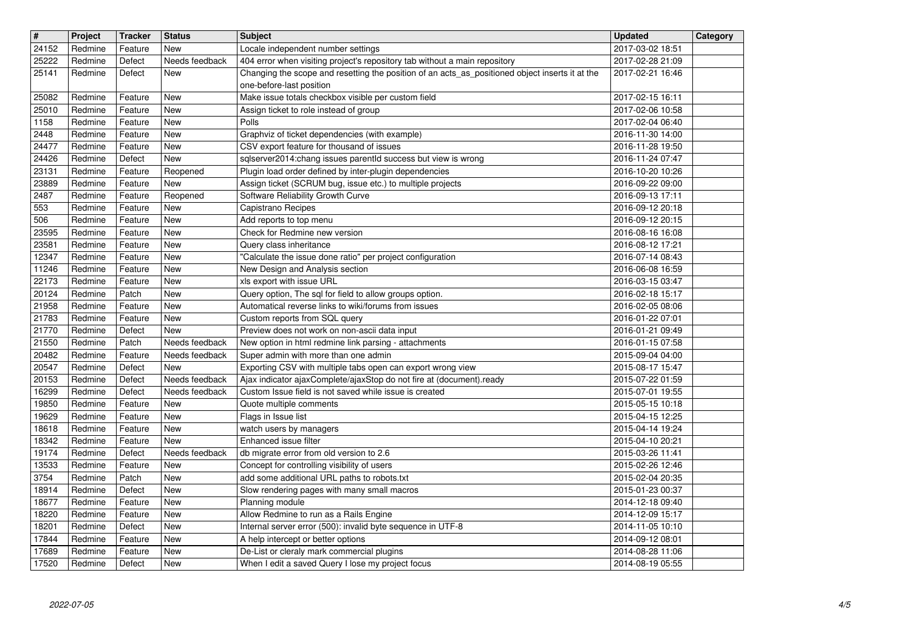| # | Project | Tracker | Status | Subject | Updated | Category |
|---|---|---|---|---|---|---|
| 24152 | Redmine | Feature | New | Locale independent number settings | 2017-03-02 18:51 | |
| 25222 | Redmine | Defect | Needs feedback | 404 error when visiting project's repository tab without a main repository | 2017-02-28 21:09 | |
| 25141 | Redmine | Defect | New | Changing the scope and resetting the position of an acts_as_positioned object inserts it at the one-before-last position | 2017-02-21 16:46 | |
| 25082 | Redmine | Feature | New | Make issue totals checkbox visible per custom field | 2017-02-15 16:11 | |
| 25010 | Redmine | Feature | New | Assign ticket to role instead of group | 2017-02-06 10:58 | |
| 1158 | Redmine | Feature | New | Polls | 2017-02-04 06:40 | |
| 2448 | Redmine | Feature | New | Graphviz of ticket dependencies (with example) | 2016-11-30 14:00 | |
| 24477 | Redmine | Feature | New | CSV export feature for thousand of issues | 2016-11-28 19:50 | |
| 24426 | Redmine | Defect | New | sqlserver2014:chang issues parentId success but view is wrong | 2016-11-24 07:47 | |
| 23131 | Redmine | Feature | Reopened | Plugin load order defined by inter-plugin dependencies | 2016-10-20 10:26 | |
| 23889 | Redmine | Feature | New | Assign ticket (SCRUM bug, issue etc.) to multiple projects | 2016-09-22 09:00 | |
| 2487 | Redmine | Feature | Reopened | Software Reliability Growth Curve | 2016-09-13 17:11 | |
| 553 | Redmine | Feature | New | Capistrano Recipes | 2016-09-12 20:18 | |
| 506 | Redmine | Feature | New | Add reports to top menu | 2016-09-12 20:15 | |
| 23595 | Redmine | Feature | New | Check for Redmine new version | 2016-08-16 16:08 | |
| 23581 | Redmine | Feature | New | Query class inheritance | 2016-08-12 17:21 | |
| 12347 | Redmine | Feature | New | "Calculate the issue done ratio" per project configuration | 2016-07-14 08:43 | |
| 11246 | Redmine | Feature | New | New Design and Analysis section | 2016-06-08 16:59 | |
| 22173 | Redmine | Feature | New | xls export with issue URL | 2016-03-15 03:47 | |
| 20124 | Redmine | Patch | New | Query option, The sql for field to allow groups option. | 2016-02-18 15:17 | |
| 21958 | Redmine | Feature | New | Automatical reverse links to wiki/forums from issues | 2016-02-05 08:06 | |
| 21783 | Redmine | Feature | New | Custom reports from SQL query | 2016-01-22 07:01 | |
| 21770 | Redmine | Defect | New | Preview does not work on non-ascii data input | 2016-01-21 09:49 | |
| 21550 | Redmine | Patch | Needs feedback | New option in html redmine link parsing - attachments | 2016-01-15 07:58 | |
| 20482 | Redmine | Feature | Needs feedback | Super admin with more than one admin | 2015-09-04 04:00 | |
| 20547 | Redmine | Defect | New | Exporting CSV with multiple tabs open can export wrong view | 2015-08-17 15:47 | |
| 20153 | Redmine | Defect | Needs feedback | Ajax indicator ajaxComplete/ajaxStop do not fire at (document).ready | 2015-07-22 01:59 | |
| 16299 | Redmine | Defect | Needs feedback | Custom Issue field is not saved while issue is created | 2015-07-01 19:55 | |
| 19850 | Redmine | Feature | New | Quote multiple comments | 2015-05-15 10:18 | |
| 19629 | Redmine | Feature | New | Flags in Issue list | 2015-04-15 12:25 | |
| 18618 | Redmine | Feature | New | watch users by managers | 2015-04-14 19:24 | |
| 18342 | Redmine | Feature | New | Enhanced issue filter | 2015-04-10 20:21 | |
| 19174 | Redmine | Defect | Needs feedback | db migrate error from old version to 2.6 | 2015-03-26 11:41 | |
| 13533 | Redmine | Feature | New | Concept for controlling visibility of users | 2015-02-26 12:46 | |
| 3754 | Redmine | Patch | New | add some additional URL paths to robots.txt | 2015-02-04 20:35 | |
| 18914 | Redmine | Defect | New | Slow rendering pages with many small macros | 2015-01-23 00:37 | |
| 18677 | Redmine | Feature | New | Planning module | 2014-12-18 09:40 | |
| 18220 | Redmine | Feature | New | Allow Redmine to run as a Rails Engine | 2014-12-09 15:17 | |
| 18201 | Redmine | Defect | New | Internal server error (500): invalid byte sequence in UTF-8 | 2014-11-05 10:10 | |
| 17844 | Redmine | Feature | New | A help intercept or better options | 2014-09-12 08:01 | |
| 17689 | Redmine | Feature | New | De-List or cleraly mark commercial plugins | 2014-08-28 11:06 | |
| 17520 | Redmine | Defect | New | When I edit a saved Query I lose my project focus | 2014-08-19 05:55 | |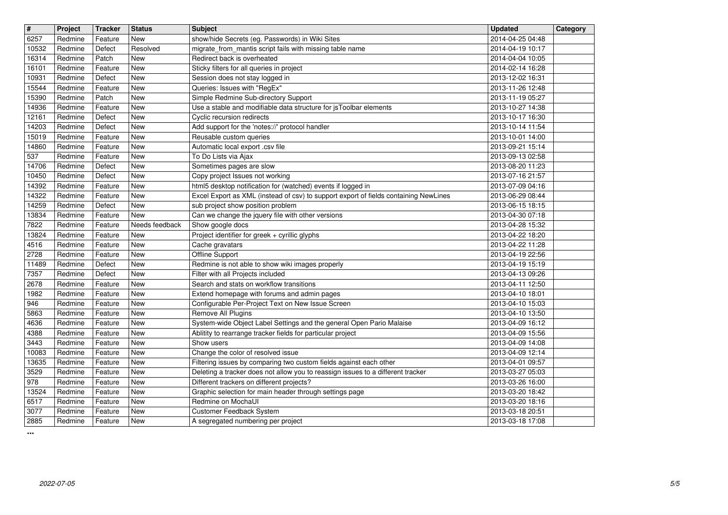| # | Project | Tracker | Status | Subject | Updated | Category |
|---|---|---|---|---|---|---|
| 6257 | Redmine | Feature | New | show/hide Secrets (eg. Passwords) in Wiki Sites | 2014-04-25 04:48 | |
| 10532 | Redmine | Defect | Resolved | migrate_from_mantis script fails with missing table name | 2014-04-19 10:17 | |
| 16314 | Redmine | Patch | New | Redirect back is overheated | 2014-04-04 10:05 | |
| 16101 | Redmine | Feature | New | Sticky filters for all queries in project | 2014-02-14 16:28 | |
| 10931 | Redmine | Defect | New | Session does not stay logged in | 2013-12-02 16:31 | |
| 15544 | Redmine | Feature | New | Queries: Issues with "RegEx" | 2013-11-26 12:48 | |
| 15390 | Redmine | Patch | New | Simple Redmine Sub-directory Support | 2013-11-19 05:27 | |
| 14936 | Redmine | Feature | New | Use a stable and modifiable data structure for jsToolbar elements | 2013-10-27 14:38 | |
| 12161 | Redmine | Defect | New | Cyclic recursion redirects | 2013-10-17 16:30 | |
| 14203 | Redmine | Defect | New | Add support for the 'notes://' protocol handler | 2013-10-14 11:54 | |
| 15019 | Redmine | Feature | New | Reusable custom queries | 2013-10-01 14:00 | |
| 14860 | Redmine | Feature | New | Automatic local export .csv file | 2013-09-21 15:14 | |
| 537 | Redmine | Feature | New | To Do Lists via Ajax | 2013-09-13 02:58 | |
| 14706 | Redmine | Defect | New | Sometimes pages are slow | 2013-08-20 11:23 | |
| 10450 | Redmine | Defect | New | Copy project Issues not working | 2013-07-16 21:57 | |
| 14392 | Redmine | Feature | New | html5 desktop notification for (watched) events if logged in | 2013-07-09 04:16 | |
| 14322 | Redmine | Feature | New | Excel Export as XML (instead of csv) to support export of fields containing NewLines | 2013-06-29 08:44 | |
| 14259 | Redmine | Defect | New | sub project show position problem | 2013-06-15 18:15 | |
| 13834 | Redmine | Feature | New | Can we change the jquery file with other versions | 2013-04-30 07:18 | |
| 7822 | Redmine | Feature | Needs feedback | Show google docs | 2013-04-28 15:32 | |
| 13824 | Redmine | Feature | New | Project identifier for greek + cyrillic glyphs | 2013-04-22 18:20 | |
| 4516 | Redmine | Feature | New | Cache gravatars | 2013-04-22 11:28 | |
| 2728 | Redmine | Feature | New | Offline Support | 2013-04-19 22:56 | |
| 11489 | Redmine | Defect | New | Redmine is not able to show wiki images properly | 2013-04-19 15:19 | |
| 7357 | Redmine | Defect | New | Filter with all Projects included | 2013-04-13 09:26 | |
| 2678 | Redmine | Feature | New | Search and stats on workflow transitions | 2013-04-11 12:50 | |
| 1982 | Redmine | Feature | New | Extend homepage with forums and admin pages | 2013-04-10 18:01 | |
| 946 | Redmine | Feature | New | Configurable Per-Project Text on New Issue Screen | 2013-04-10 15:03 | |
| 5863 | Redmine | Feature | New | Remove All Plugins | 2013-04-10 13:50 | |
| 4636 | Redmine | Feature | New | System-wide Object Label Settings and the general Open Pario Malaise | 2013-04-09 16:12 | |
| 4388 | Redmine | Feature | New | Ablitity to rearrange tracker fields for particular project | 2013-04-09 15:56 | |
| 3443 | Redmine | Feature | New | Show users | 2013-04-09 14:08 | |
| 10083 | Redmine | Feature | New | Change the color of resolved issue | 2013-04-09 12:14 | |
| 13635 | Redmine | Feature | New | Filtering issues by comparing two custom fields against each other | 2013-04-01 09:57 | |
| 3529 | Redmine | Feature | New | Deleting a tracker does not allow you to reassign issues to a different tracker | 2013-03-27 05:03 | |
| 978 | Redmine | Feature | New | Different trackers on different projects? | 2013-03-26 16:00 | |
| 13524 | Redmine | Feature | New | Graphic selection for main header through settings page | 2013-03-20 18:42 | |
| 6517 | Redmine | Feature | New | Redmine on MochaUI | 2013-03-20 18:16 | |
| 3077 | Redmine | Feature | New | Customer Feedback System | 2013-03-18 20:51 | |
| 2885 | Redmine | Feature | New | A segregated numbering per project | 2013-03-18 17:08 | |

...